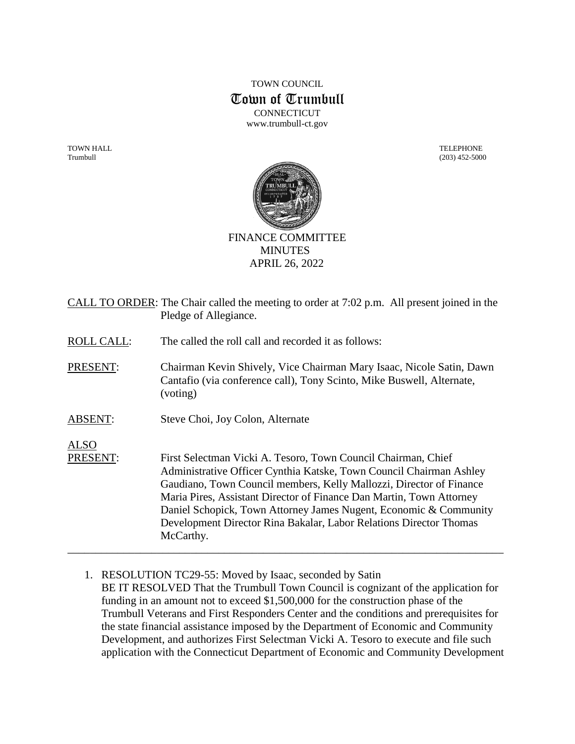TOWN COUNCIL

# Town of Trumbull

CONNECTICUT
www.trumbull-ct.gov

TOWN HALL
Trumbull

TELEPHONE
(203) 452-5000

## FINANCE COMMITTEE
## MINUTES
## APRIL 26, 2022

CALL TO ORDER: The Chair called the meeting to order at 7:02 p.m. All present joined in the Pledge of Allegiance.

ROLL CALL: The called the roll call and recorded it as follows:

PRESENT: Chairman Kevin Shively, Vice Chairman Mary Isaac, Nicole Satin, Dawn Cantafio (via conference call), Tony Scinto, Mike Buswell, Alternate, (voting)

ABSENT: Steve Choi, Joy Colon, Alternate

ALSO PRESENT: First Selectman Vicki A. Tesoro, Town Council Chairman, Chief Administrative Officer Cynthia Katske, Town Council Chairman Ashley Gaudiano, Town Council members, Kelly Mallozzi, Director of Finance Maria Pires, Assistant Director of Finance Dan Martin, Town Attorney Daniel Schopick, Town Attorney James Nugent, Economic & Community Development Director Rina Bakalar, Labor Relations Director Thomas McCarthy.

---

1. RESOLUTION TC29-55: Moved by Isaac, seconded by Satin
   BE IT RESOLVED That the Trumbull Town Council is cognizant of the application for funding in an amount not to exceed $1,500,000 for the construction phase of the Trumbull Veterans and First Responders Center and the conditions and prerequisites for the state financial assistance imposed by the Department of Economic and Community Development, and authorizes First Selectman Vicki A. Tesoro to execute and file such application with the Connecticut Department of Economic and Community Development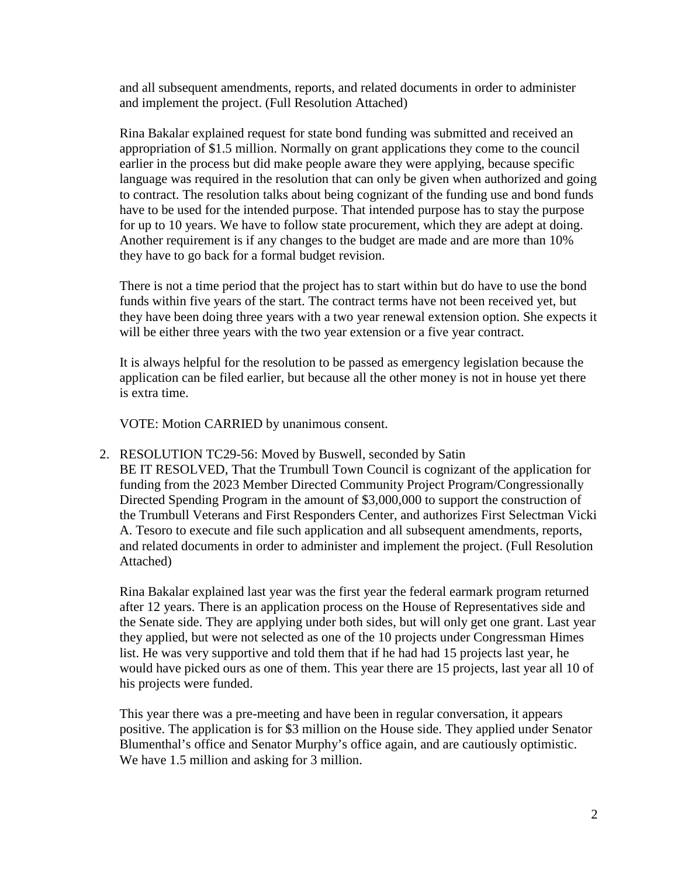and all subsequent amendments, reports, and related documents in order to administer and implement the project. (Full Resolution Attached)

Rina Bakalar explained request for state bond funding was submitted and received an appropriation of $1.5 million. Normally on grant applications they come to the council earlier in the process but did make people aware they were applying, because specific language was required in the resolution that can only be given when authorized and going to contract. The resolution talks about being cognizant of the funding use and bond funds have to be used for the intended purpose. That intended purpose has to stay the purpose for up to 10 years. We have to follow state procurement, which they are adept at doing. Another requirement is if any changes to the budget are made and are more than 10% they have to go back for a formal budget revision.

There is not a time period that the project has to start within but do have to use the bond funds within five years of the start. The contract terms have not been received yet, but they have been doing three years with a two year renewal extension option. She expects it will be either three years with the two year extension or a five year contract.

It is always helpful for the resolution to be passed as emergency legislation because the application can be filed earlier, but because all the other money is not in house yet there is extra time.

VOTE: Motion CARRIED by unanimous consent.

2. RESOLUTION TC29-56: Moved by Buswell, seconded by Satin
   BE IT RESOLVED, That the Trumbull Town Council is cognizant of the application for funding from the 2023 Member Directed Community Project Program/Congressionally Directed Spending Program in the amount of $3,000,000 to support the construction of the Trumbull Veterans and First Responders Center, and authorizes First Selectman Vicki A. Tesoro to execute and file such application and all subsequent amendments, reports, and related documents in order to administer and implement the project. (Full Resolution Attached)

   Rina Bakalar explained last year was the first year the federal earmark program returned after 12 years. There is an application process on the House of Representatives side and the Senate side. They are applying under both sides, but will only get one grant. Last year they applied, but were not selected as one of the 10 projects under Congressman Himes list. He was very supportive and told them that if he had had 15 projects last year, he would have picked ours as one of them. This year there are 15 projects, last year all 10 of his projects were funded.

   This year there was a pre-meeting and have been in regular conversation, it appears positive. The application is for $3 million on the House side. They applied under Senator Blumenthal's office and Senator Murphy's office again, and are cautiously optimistic. We have 1.5 million and asking for 3 million.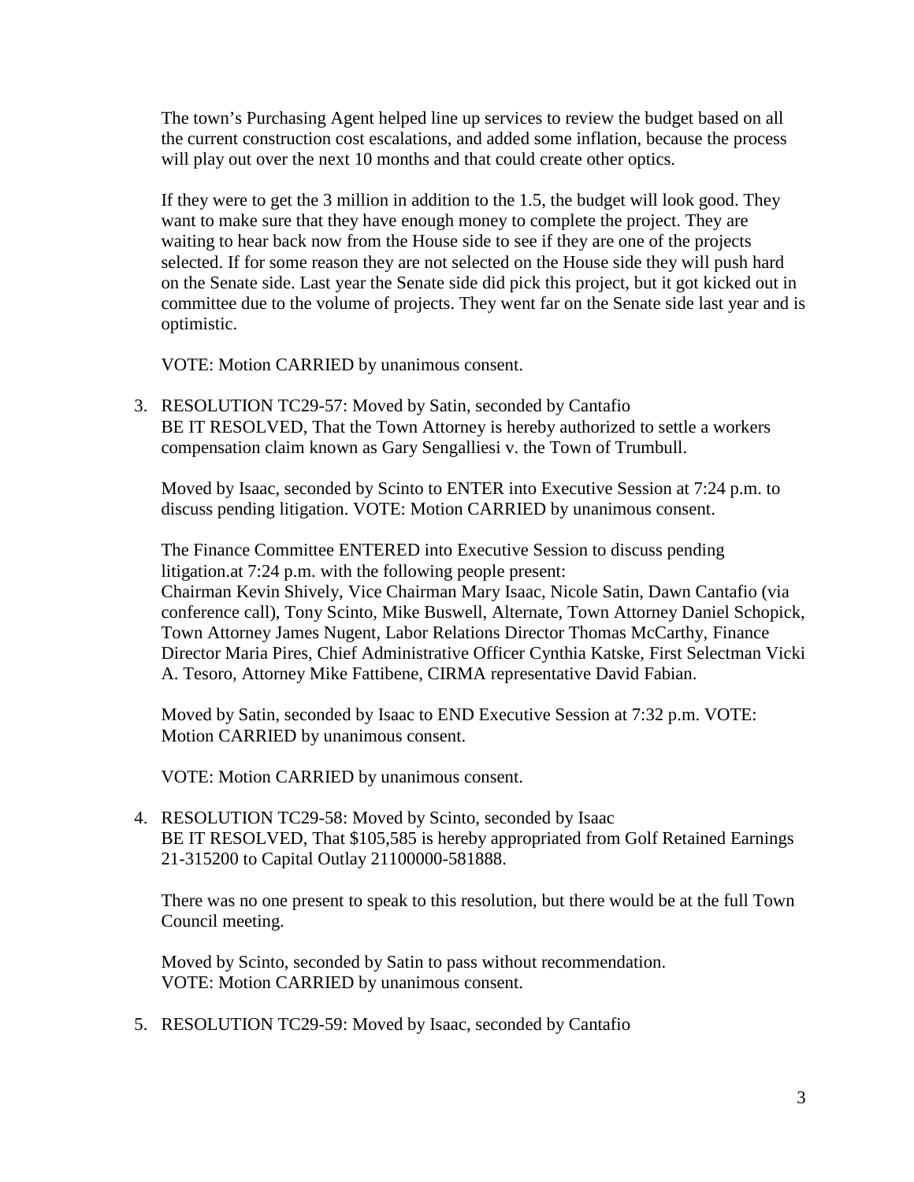The town's Purchasing Agent helped line up services to review the budget based on all the current construction cost escalations, and added some inflation, because the process will play out over the next 10 months and that could create other optics.

If they were to get the 3 million in addition to the 1.5, the budget will look good. They want to make sure that they have enough money to complete the project. They are waiting to hear back now from the House side to see if they are one of the projects selected. If for some reason they are not selected on the House side they will push hard on the Senate side. Last year the Senate side did pick this project, but it got kicked out in committee due to the volume of projects. They went far on the Senate side last year and is optimistic.

VOTE: Motion CARRIED by unanimous consent.

3. RESOLUTION TC29-57: Moved by Satin, seconded by Cantafio
   BE IT RESOLVED, That the Town Attorney is hereby authorized to settle a workers compensation claim known as Gary Sengalliesi v. the Town of Trumbull.

   Moved by Isaac, seconded by Scinto to ENTER into Executive Session at 7:24 p.m. to discuss pending litigation. VOTE: Motion CARRIED by unanimous consent.

   The Finance Committee ENTERED into Executive Session to discuss pending litigation.at 7:24 p.m. with the following people present:
   Chairman Kevin Shively, Vice Chairman Mary Isaac, Nicole Satin, Dawn Cantafio (via conference call), Tony Scinto, Mike Buswell, Alternate, Town Attorney Daniel Schopick, Town Attorney James Nugent, Labor Relations Director Thomas McCarthy, Finance Director Maria Pires, Chief Administrative Officer Cynthia Katske, First Selectman Vicki A. Tesoro, Attorney Mike Fattibene, CIRMA representative David Fabian.

   Moved by Satin, seconded by Isaac to END Executive Session at 7:32 p.m. VOTE: Motion CARRIED by unanimous consent.

   VOTE: Motion CARRIED by unanimous consent.

4. RESOLUTION TC29-58: Moved by Scinto, seconded by Isaac
   BE IT RESOLVED, That $105,585 is hereby appropriated from Golf Retained Earnings 21-315200 to Capital Outlay 21100000-581888.

   There was no one present to speak to this resolution, but there would be at the full Town Council meeting.

   Moved by Scinto, seconded by Satin to pass without recommendation.
   VOTE: Motion CARRIED by unanimous consent.

5. RESOLUTION TC29-59: Moved by Isaac, seconded by Cantafio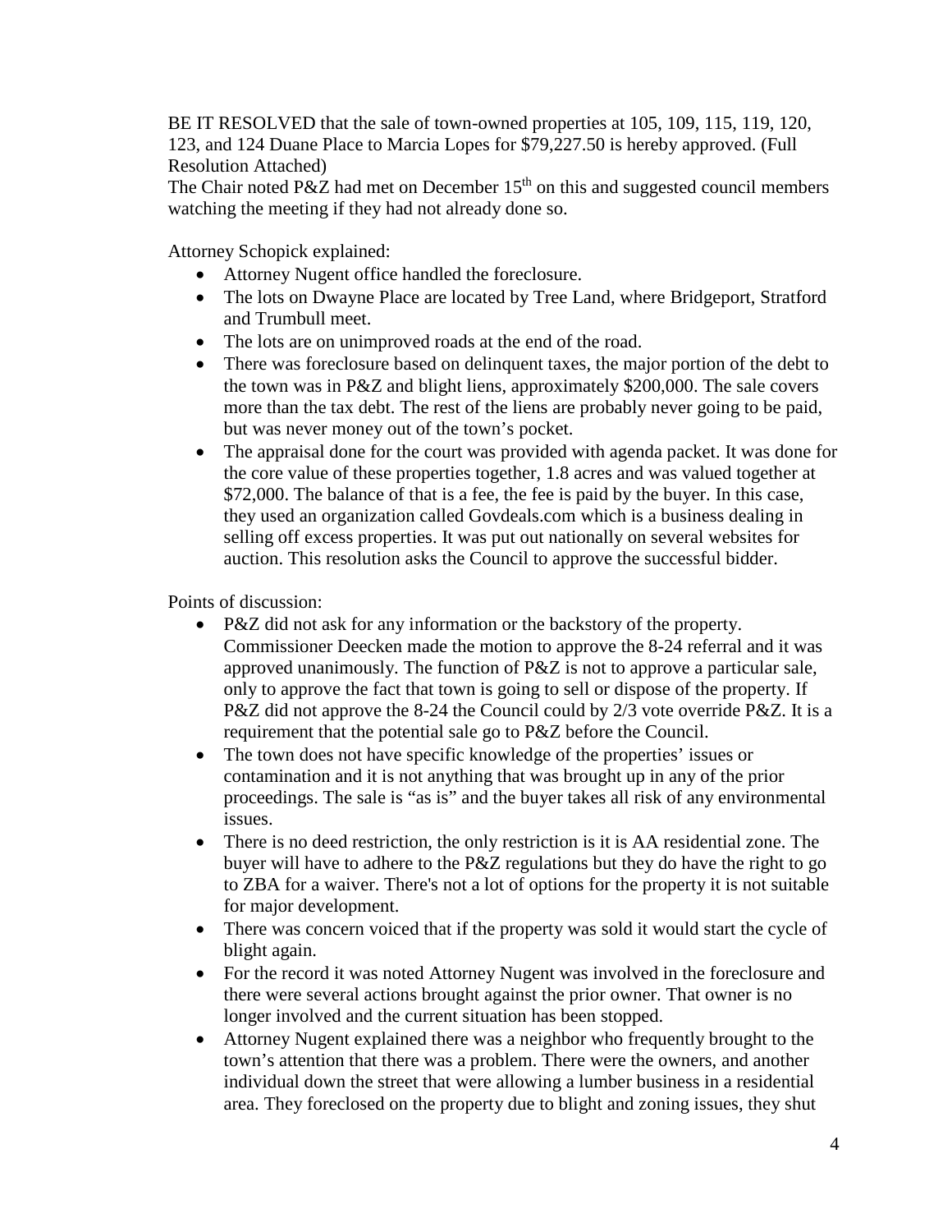BE IT RESOLVED that the sale of town-owned properties at 105, 109, 115, 119, 120, 123, and 124 Duane Place to Marcia Lopes for $79,227.50 is hereby approved. (Full Resolution Attached)

The Chair noted P&Z had met on December 15th on this and suggested council members watching the meeting if they had not already done so.

Attorney Schopick explained:

- Attorney Nugent office handled the foreclosure.
- The lots on Dwayne Place are located by Tree Land, where Bridgeport, Stratford and Trumbull meet.
- The lots are on unimproved roads at the end of the road.
- There was foreclosure based on delinquent taxes, the major portion of the debt to the town was in P&Z and blight liens, approximately $200,000. The sale covers more than the tax debt. The rest of the liens are probably never going to be paid, but was never money out of the town's pocket.
- The appraisal done for the court was provided with agenda packet. It was done for the core value of these properties together, 1.8 acres and was valued together at $72,000. The balance of that is a fee, the fee is paid by the buyer. In this case, they used an organization called Govdeals.com which is a business dealing in selling off excess properties. It was put out nationally on several websites for auction. This resolution asks the Council to approve the successful bidder.

Points of discussion:

- P&Z did not ask for any information or the backstory of the property. Commissioner Deecken made the motion to approve the 8-24 referral and it was approved unanimously. The function of P&Z is not to approve a particular sale, only to approve the fact that town is going to sell or dispose of the property. If P&Z did not approve the 8-24 the Council could by 2/3 vote override P&Z. It is a requirement that the potential sale go to P&Z before the Council.
- The town does not have specific knowledge of the properties' issues or contamination and it is not anything that was brought up in any of the prior proceedings. The sale is "as is" and the buyer takes all risk of any environmental issues.
- There is no deed restriction, the only restriction is it is AA residential zone. The buyer will have to adhere to the P&Z regulations but they do have the right to go to ZBA for a waiver. There's not a lot of options for the property it is not suitable for major development.
- There was concern voiced that if the property was sold it would start the cycle of blight again.
- For the record it was noted Attorney Nugent was involved in the foreclosure and there were several actions brought against the prior owner. That owner is no longer involved and the current situation has been stopped.
- Attorney Nugent explained there was a neighbor who frequently brought to the town's attention that there was a problem. There were the owners, and another individual down the street that were allowing a lumber business in a residential area. They foreclosed on the property due to blight and zoning issues, they shut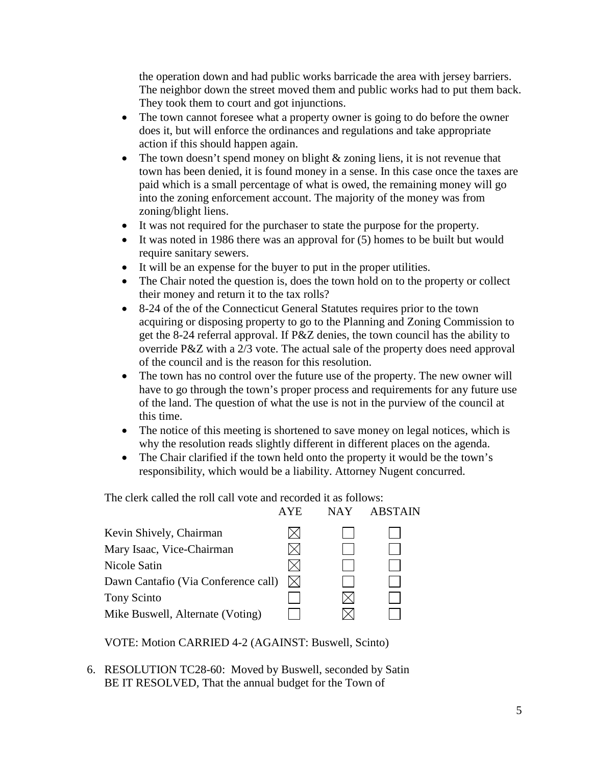the operation down and had public works barricade the area with jersey barriers. The neighbor down the street moved them and public works had to put them back. They took them to court and got injunctions.

- The town cannot foresee what a property owner is going to do before the owner does it, but will enforce the ordinances and regulations and take appropriate action if this should happen again.
- The town doesn't spend money on blight & zoning liens, it is not revenue that town has been denied, it is found money in a sense. In this case once the taxes are paid which is a small percentage of what is owed, the remaining money will go into the zoning enforcement account. The majority of the money was from zoning/blight liens.
- It was not required for the purchaser to state the purpose for the property.
- It was noted in 1986 there was an approval for (5) homes to be built but would require sanitary sewers.
- It will be an expense for the buyer to put in the proper utilities.
- The Chair noted the question is, does the town hold on to the property or collect their money and return it to the tax rolls?
- 8-24 of the of the Connecticut General Statutes requires prior to the town acquiring or disposing property to go to the Planning and Zoning Commission to get the 8-24 referral approval. If P&Z denies, the town council has the ability to override P&Z with a 2/3 vote. The actual sale of the property does need approval of the council and is the reason for this resolution.
- The town has no control over the future use of the property. The new owner will have to go through the town's proper process and requirements for any future use of the land. The question of what the use is not in the purview of the council at this time.
- The notice of this meeting is shortened to save money on legal notices, which is why the resolution reads slightly different in different places on the agenda.
- The Chair clarified if the town held onto the property it would be the town's responsibility, which would be a liability. Attorney Nugent concurred.

The clerk called the roll call vote and recorded it as follows:

| | AYE | NAY | ABSTAIN |
|---|---|---|---|
| Kevin Shively, Chairman | ☒ | ☐ | ☐ |
| Mary Isaac, Vice-Chairman | ☒ | ☐ | ☐ |
| Nicole Satin | ☒ | ☐ | ☐ |
| Dawn Cantafio (Via Conference call) | ☒ | ☐ | ☐ |
| Tony Scinto | ☐ | ☒ | ☐ |
| Mike Buswell, Alternate (Voting) | ☐ | ☒ | ☐ |

VOTE: Motion CARRIED 4-2 (AGAINST: Buswell, Scinto)

6. RESOLUTION TC28-60: Moved by Buswell, seconded by Satin
BE IT RESOLVED, That the annual budget for the Town of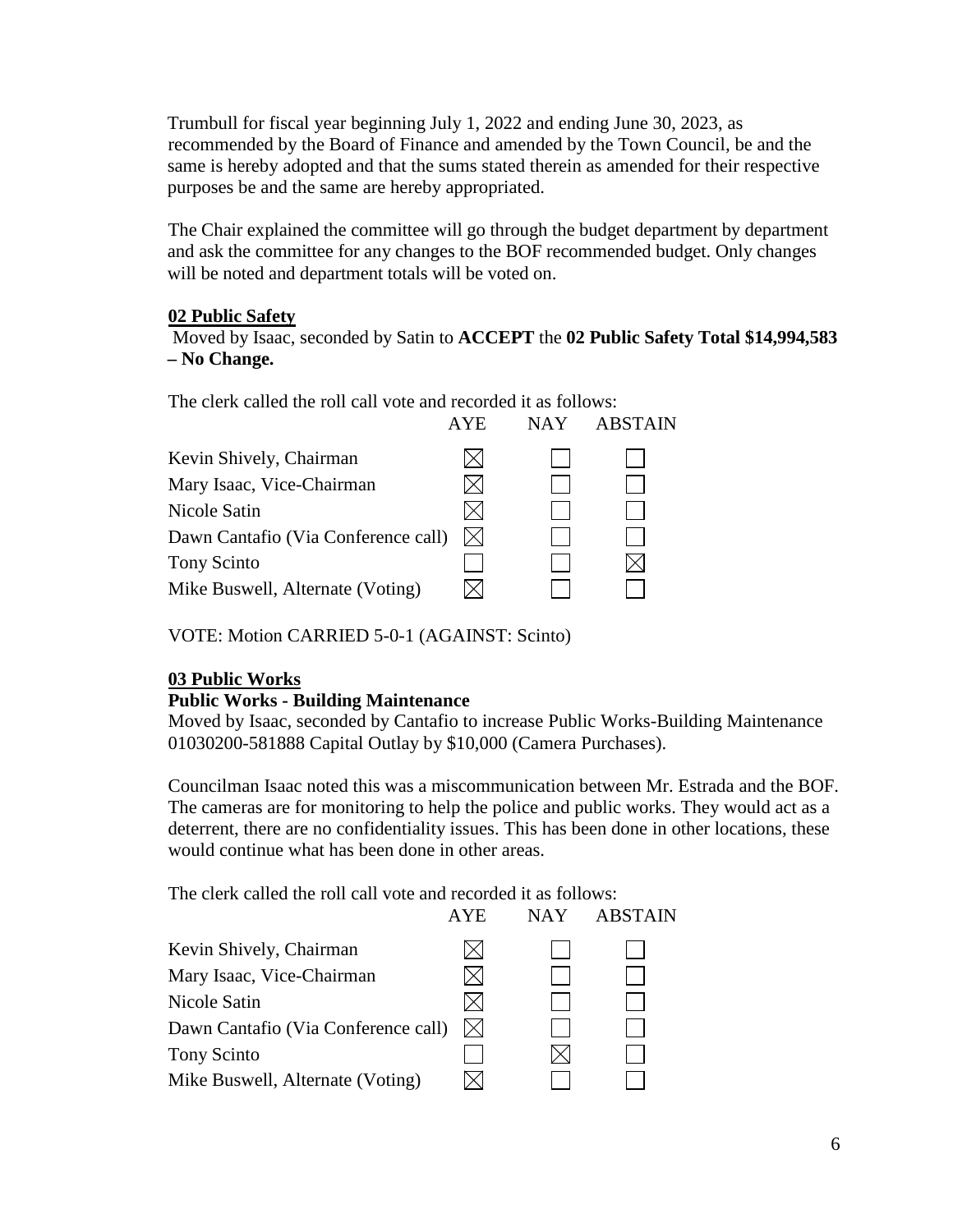Trumbull for fiscal year beginning July 1, 2022 and ending June 30, 2023, as recommended by the Board of Finance and amended by the Town Council, be and the same is hereby adopted and that the sums stated therein as amended for their respective purposes be and the same are hereby appropriated.

The Chair explained the committee will go through the budget department by department and ask the committee for any changes to the BOF recommended budget. Only changes will be noted and department totals will be voted on.

**02 Public Safety**

Moved by Isaac, seconded by Satin to **ACCEPT** the **02 Public Safety Total $14,994,583 – No Change.**

The clerk called the roll call vote and recorded it as follows:

| | AYE | NAY | ABSTAIN |
|---|---|---|---|
| Kevin Shively, Chairman | ☒ | ☐ | ☐ |
| Mary Isaac, Vice-Chairman | ☒ | ☐ | ☐ |
| Nicole Satin | ☒ | ☐ | ☐ |
| Dawn Cantafio (Via Conference call) | ☒ | ☐ | ☐ |
| Tony Scinto | ☐ | ☐ | ☒ |
| Mike Buswell, Alternate (Voting) | ☒ | ☐ | ☐ |

VOTE: Motion CARRIED 5-0-1 (AGAINST: Scinto)

**03 Public Works**

**Public Works - Building Maintenance**

Moved by Isaac, seconded by Cantafio to increase Public Works-Building Maintenance 01030200-581888 Capital Outlay by $10,000 (Camera Purchases).

Councilman Isaac noted this was a miscommunication between Mr. Estrada and the BOF. The cameras are for monitoring to help the police and public works. They would act as a deterrent, there are no confidentiality issues. This has been done in other locations, these would continue what has been done in other areas.

The clerk called the roll call vote and recorded it as follows:

| | AYE | NAY | ABSTAIN |
|---|---|---|---|
| Kevin Shively, Chairman | ☒ | ☐ | ☐ |
| Mary Isaac, Vice-Chairman | ☒ | ☐ | ☐ |
| Nicole Satin | ☒ | ☐ | ☐ |
| Dawn Cantafio (Via Conference call) | ☒ | ☐ | ☐ |
| Tony Scinto | ☐ | ☒ | ☐ |
| Mike Buswell, Alternate (Voting) | ☒ | ☐ | ☐ |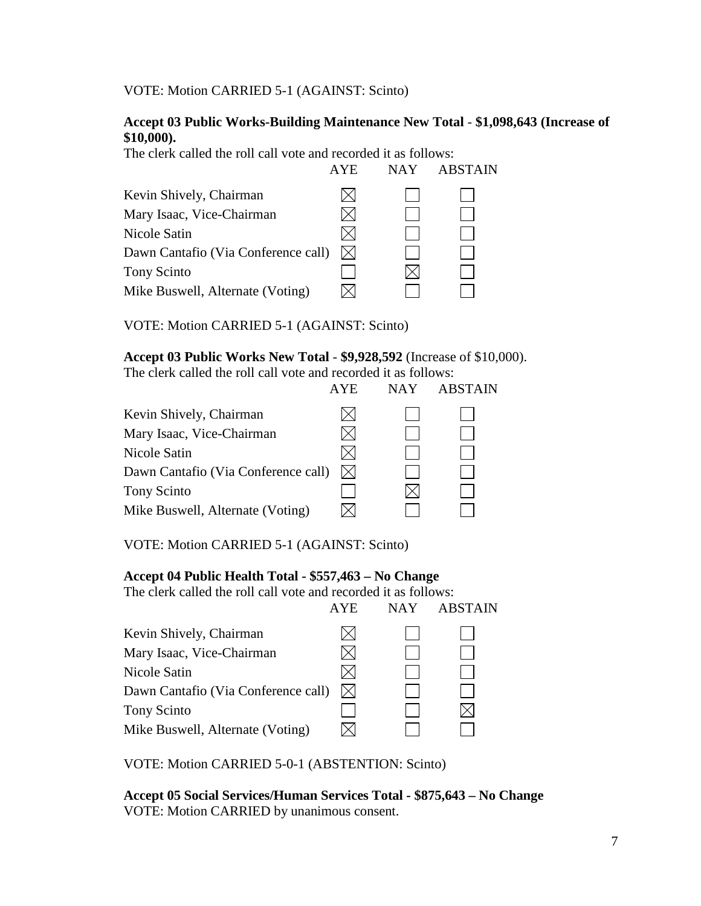VOTE: Motion CARRIED 5-1 (AGAINST: Scinto)

**Accept 03 Public Works-Building Maintenance New Total - $1,098,643 (Increase of $10,000).**

The clerk called the roll call vote and recorded it as follows:

| | AYE | NAY | ABSTAIN |
|---|---|---|---|
| Kevin Shively, Chairman | ☒ | ☐ | ☐ |
| Mary Isaac, Vice-Chairman | ☒ | ☐ | ☐ |
| Nicole Satin | ☒ | ☐ | ☐ |
| Dawn Cantafio (Via Conference call) | ☒ | ☐ | ☐ |
| Tony Scinto | ☐ | ☒ | ☐ |
| Mike Buswell, Alternate (Voting) | ☒ | ☐ | ☐ |

VOTE: Motion CARRIED 5-1 (AGAINST: Scinto)

**Accept 03 Public Works New Total - $9,928,592** (Increase of $10,000).

The clerk called the roll call vote and recorded it as follows:

| | AYE | NAY | ABSTAIN |
|---|---|---|---|
| Kevin Shively, Chairman | ☒ | ☐ | ☐ |
| Mary Isaac, Vice-Chairman | ☒ | ☐ | ☐ |
| Nicole Satin | ☒ | ☐ | ☐ |
| Dawn Cantafio (Via Conference call) | ☒ | ☐ | ☐ |
| Tony Scinto | ☐ | ☒ | ☐ |
| Mike Buswell, Alternate (Voting) | ☒ | ☐ | ☐ |

VOTE: Motion CARRIED 5-1 (AGAINST: Scinto)

**Accept 04 Public Health Total - $557,463 – No Change**

The clerk called the roll call vote and recorded it as follows:

| | AYE | NAY | ABSTAIN |
|---|---|---|---|
| Kevin Shively, Chairman | ☒ | ☐ | ☐ |
| Mary Isaac, Vice-Chairman | ☒ | ☐ | ☐ |
| Nicole Satin | ☒ | ☐ | ☐ |
| Dawn Cantafio (Via Conference call) | ☒ | ☐ | ☐ |
| Tony Scinto | ☐ | ☐ | ☒ |
| Mike Buswell, Alternate (Voting) | ☒ | ☐ | ☐ |

VOTE: Motion CARRIED 5-0-1 (ABSTENTION: Scinto)

**Accept 05 Social Services/Human Services Total - $875,643 – No Change**

VOTE: Motion CARRIED by unanimous consent.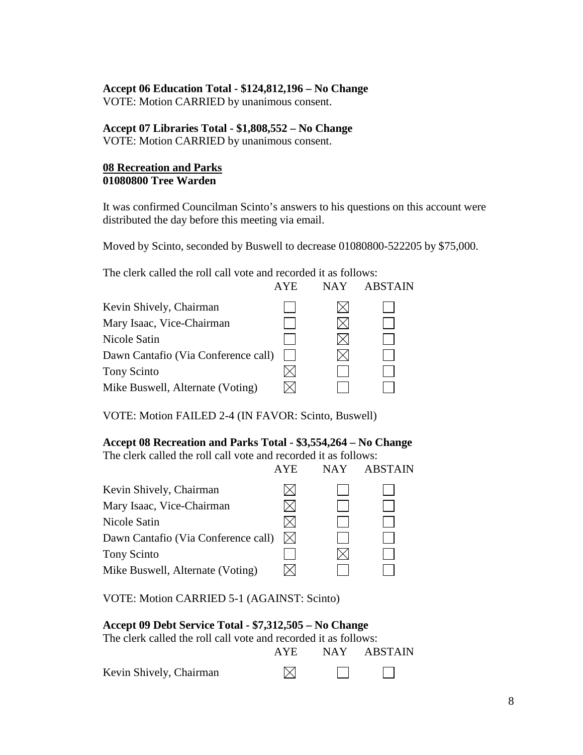**Accept 06 Education Total - $124,812,196 – No Change**
VOTE: Motion CARRIED by unanimous consent.

**Accept 07 Libraries Total - $1,808,552 – No Change**
VOTE: Motion CARRIED by unanimous consent.

**<u>08 Recreation and Parks</u>**
**01080800 Tree Warden**

It was confirmed Councilman Scinto's answers to his questions on this account were distributed the day before this meeting via email.

Moved by Scinto, seconded by Buswell to decrease 01080800-522205 by $75,000.

The clerk called the roll call vote and recorded it as follows:

| | AYE | NAY | ABSTAIN |
|---|---|---|---|
| Kevin Shively, Chairman | ☐ | ☒ | ☐ |
| Mary Isaac, Vice-Chairman | ☐ | ☒ | ☐ |
| Nicole Satin | ☐ | ☒ | ☐ |
| Dawn Cantafio (Via Conference call) | ☐ | ☒ | ☐ |
| Tony Scinto | ☒ | ☐ | ☐ |
| Mike Buswell, Alternate (Voting) | ☒ | ☐ | ☐ |

VOTE: Motion FAILED 2-4 (IN FAVOR: Scinto, Buswell)

**Accept 08 Recreation and Parks Total - $3,554,264 – No Change**
The clerk called the roll call vote and recorded it as follows:

| | AYE | NAY | ABSTAIN |
|---|---|---|---|
| Kevin Shively, Chairman | ☒ | ☐ | ☐ |
| Mary Isaac, Vice-Chairman | ☒ | ☐ | ☐ |
| Nicole Satin | ☒ | ☐ | ☐ |
| Dawn Cantafio (Via Conference call) | ☒ | ☐ | ☐ |
| Tony Scinto | ☐ | ☒ | ☐ |
| Mike Buswell, Alternate (Voting) | ☒ | ☐ | ☐ |

VOTE: Motion CARRIED 5-1 (AGAINST: Scinto)

**Accept 09 Debt Service Total - $7,312,505 – No Change**
The clerk called the roll call vote and recorded it as follows:

| | AYE | NAY | ABSTAIN |
|---|---|---|---|
| Kevin Shively, Chairman | ☒ | ☐ | ☐ |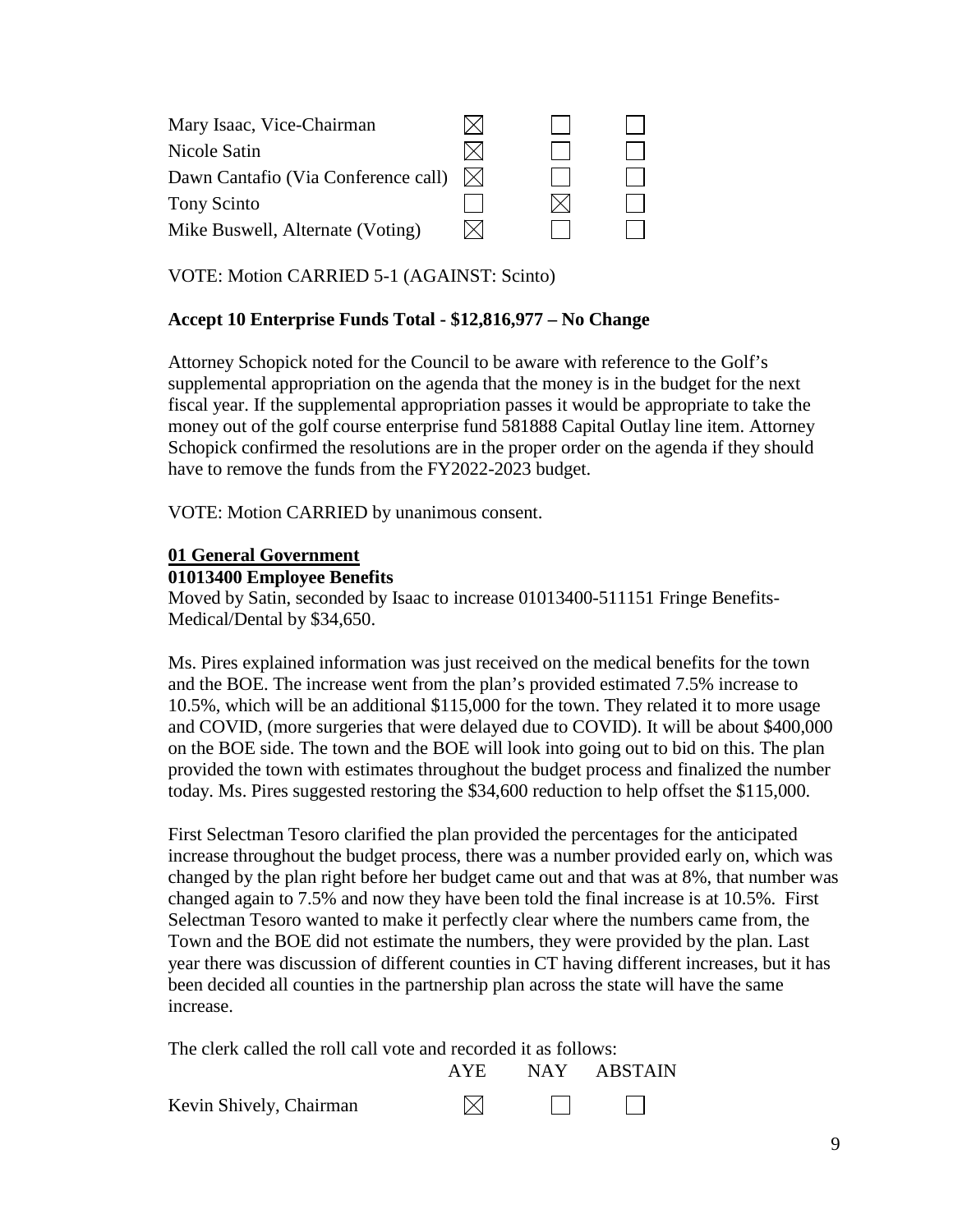| | AYE | NAY | ABSTAIN |
|---|---|---|---|
| Mary Isaac, Vice-Chairman | ☒ | ☐ | ☐ |
| Nicole Satin | ☒ | ☐ | ☐ |
| Dawn Cantafio (Via Conference call) | ☒ | ☐ | ☐ |
| Tony Scinto | ☐ | ☒ | ☐ |
| Mike Buswell, Alternate (Voting) | ☒ | ☐ | ☐ |

VOTE: Motion CARRIED 5-1 (AGAINST: Scinto)

**Accept 10 Enterprise Funds Total - $12,816,977 – No Change**

Attorney Schopick noted for the Council to be aware with reference to the Golf's supplemental appropriation on the agenda that the money is in the budget for the next fiscal year. If the supplemental appropriation passes it would be appropriate to take the money out of the golf course enterprise fund 581888 Capital Outlay line item. Attorney Schopick confirmed the resolutions are in the proper order on the agenda if they should have to remove the funds from the FY2022-2023 budget.

VOTE: Motion CARRIED by unanimous consent.

**01 General Government**

**01013400 Employee Benefits**

Moved by Satin, seconded by Isaac to increase 01013400-511151 Fringe Benefits-Medical/Dental by $34,650.

Ms. Pires explained information was just received on the medical benefits for the town and the BOE. The increase went from the plan's provided estimated 7.5% increase to 10.5%, which will be an additional $115,000 for the town. They related it to more usage and COVID, (more surgeries that were delayed due to COVID). It will be about $400,000 on the BOE side. The town and the BOE will look into going out to bid on this. The plan provided the town with estimates throughout the budget process and finalized the number today. Ms. Pires suggested restoring the $34,600 reduction to help offset the $115,000.

First Selectman Tesoro clarified the plan provided the percentages for the anticipated increase throughout the budget process, there was a number provided early on, which was changed by the plan right before her budget came out and that was at 8%, that number was changed again to 7.5% and now they have been told the final increase is at 10.5%. First Selectman Tesoro wanted to make it perfectly clear where the numbers came from, the Town and the BOE did not estimate the numbers, they were provided by the plan. Last year there was discussion of different counties in CT having different increases, but it has been decided all counties in the partnership plan across the state will have the same increase.

The clerk called the roll call vote and recorded it as follows:

| | AYE | NAY | ABSTAIN |
|---|---|---|---|
| Kevin Shively, Chairman | ☒ | ☐ | ☐ |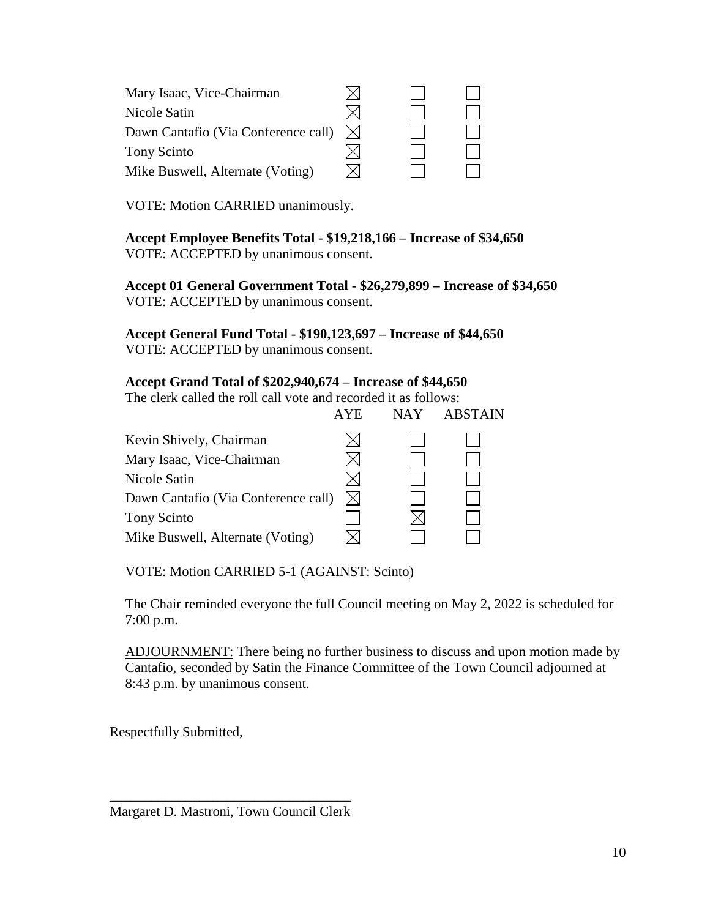| | | | |
|---|---|---|---|
| Mary Isaac, Vice-Chairman | ☒ | ☐ | ☐ |
| Nicole Satin | ☒ | ☐ | ☐ |
| Dawn Cantafio (Via Conference call) | ☒ | ☐ | ☐ |
| Tony Scinto | ☒ | ☐ | ☐ |
| Mike Buswell, Alternate (Voting) | ☒ | ☐ | ☐ |

VOTE: Motion CARRIED unanimously.

**Accept Employee Benefits Total - $19,218,166 – Increase of $34,650**
VOTE: ACCEPTED by unanimous consent.

**Accept 01 General Government Total - $26,279,899 – Increase of $34,650**
VOTE: ACCEPTED by unanimous consent.

**Accept General Fund Total - $190,123,697 – Increase of $44,650**
VOTE: ACCEPTED by unanimous consent.

**Accept Grand Total of $202,940,674 – Increase of $44,650**
The clerk called the roll call vote and recorded it as follows:

| | AYE | NAY | ABSTAIN |
|---|---|---|---|
| Kevin Shively, Chairman | ☒ | ☐ | ☐ |
| Mary Isaac, Vice-Chairman | ☒ | ☐ | ☐ |
| Nicole Satin | ☒ | ☐ | ☐ |
| Dawn Cantafio (Via Conference call) | ☒ | ☐ | ☐ |
| Tony Scinto | ☐ | ☒ | ☐ |
| Mike Buswell, Alternate (Voting) | ☒ | ☐ | ☐ |

VOTE: Motion CARRIED 5-1 (AGAINST: Scinto)

The Chair reminded everyone the full Council meeting on May 2, 2022 is scheduled for 7:00 p.m.

ADJOURNMENT: There being no further business to discuss and upon motion made by Cantafio, seconded by Satin the Finance Committee of the Town Council adjourned at 8:43 p.m. by unanimous consent.

Respectfully Submitted,

___________________________________
Margaret D. Mastroni, Town Council Clerk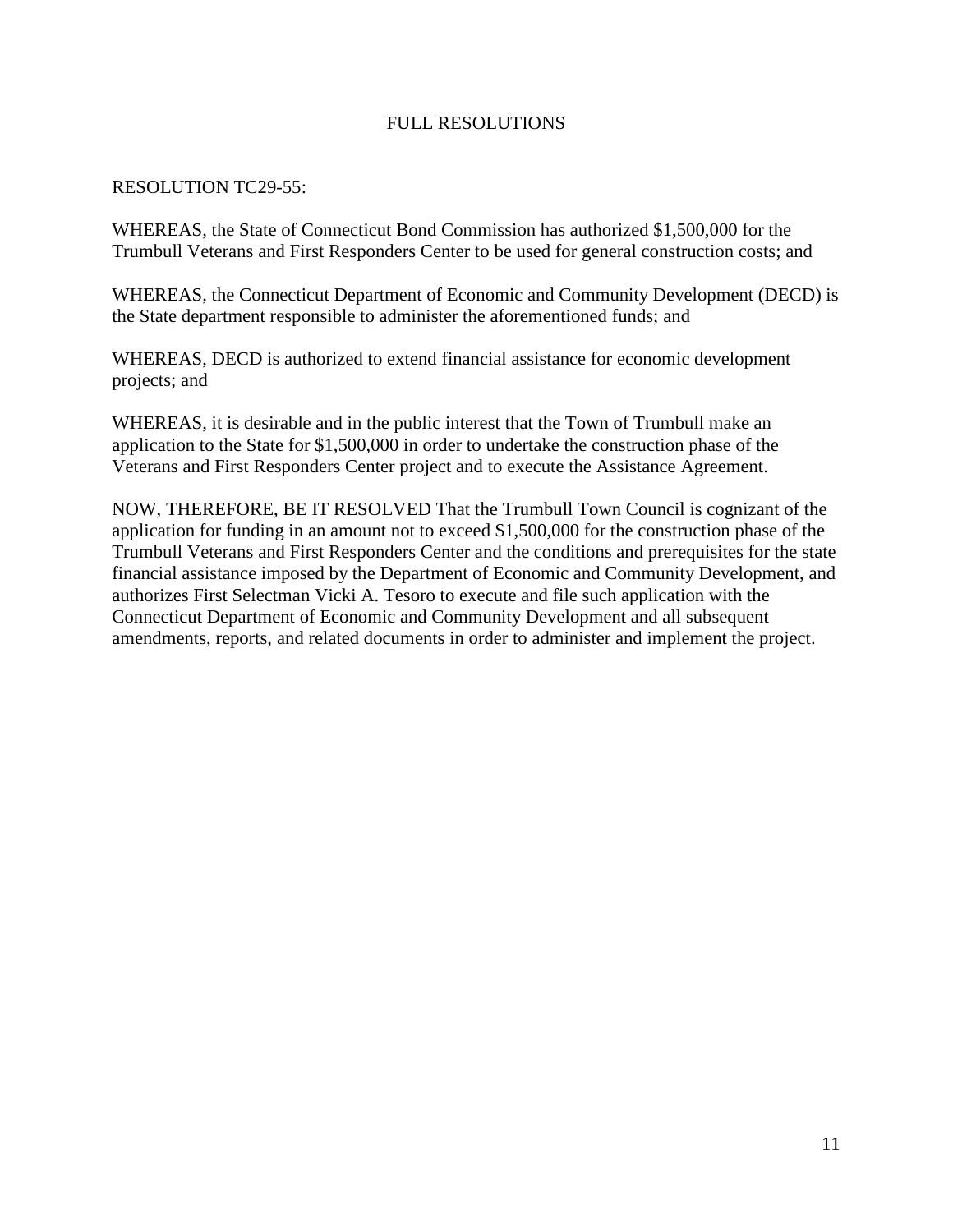# FULL RESOLUTIONS

RESOLUTION TC29-55:

WHEREAS, the State of Connecticut Bond Commission has authorized $1,500,000 for the Trumbull Veterans and First Responders Center to be used for general construction costs; and

WHEREAS, the Connecticut Department of Economic and Community Development (DECD) is the State department responsible to administer the aforementioned funds; and

WHEREAS, DECD is authorized to extend financial assistance for economic development projects; and

WHEREAS, it is desirable and in the public interest that the Town of Trumbull make an application to the State for $1,500,000 in order to undertake the construction phase of the Veterans and First Responders Center project and to execute the Assistance Agreement.

NOW, THEREFORE, BE IT RESOLVED That the Trumbull Town Council is cognizant of the application for funding in an amount not to exceed $1,500,000 for the construction phase of the Trumbull Veterans and First Responders Center and the conditions and prerequisites for the state financial assistance imposed by the Department of Economic and Community Development, and authorizes First Selectman Vicki A. Tesoro to execute and file such application with the Connecticut Department of Economic and Community Development and all subsequent amendments, reports, and related documents in order to administer and implement the project.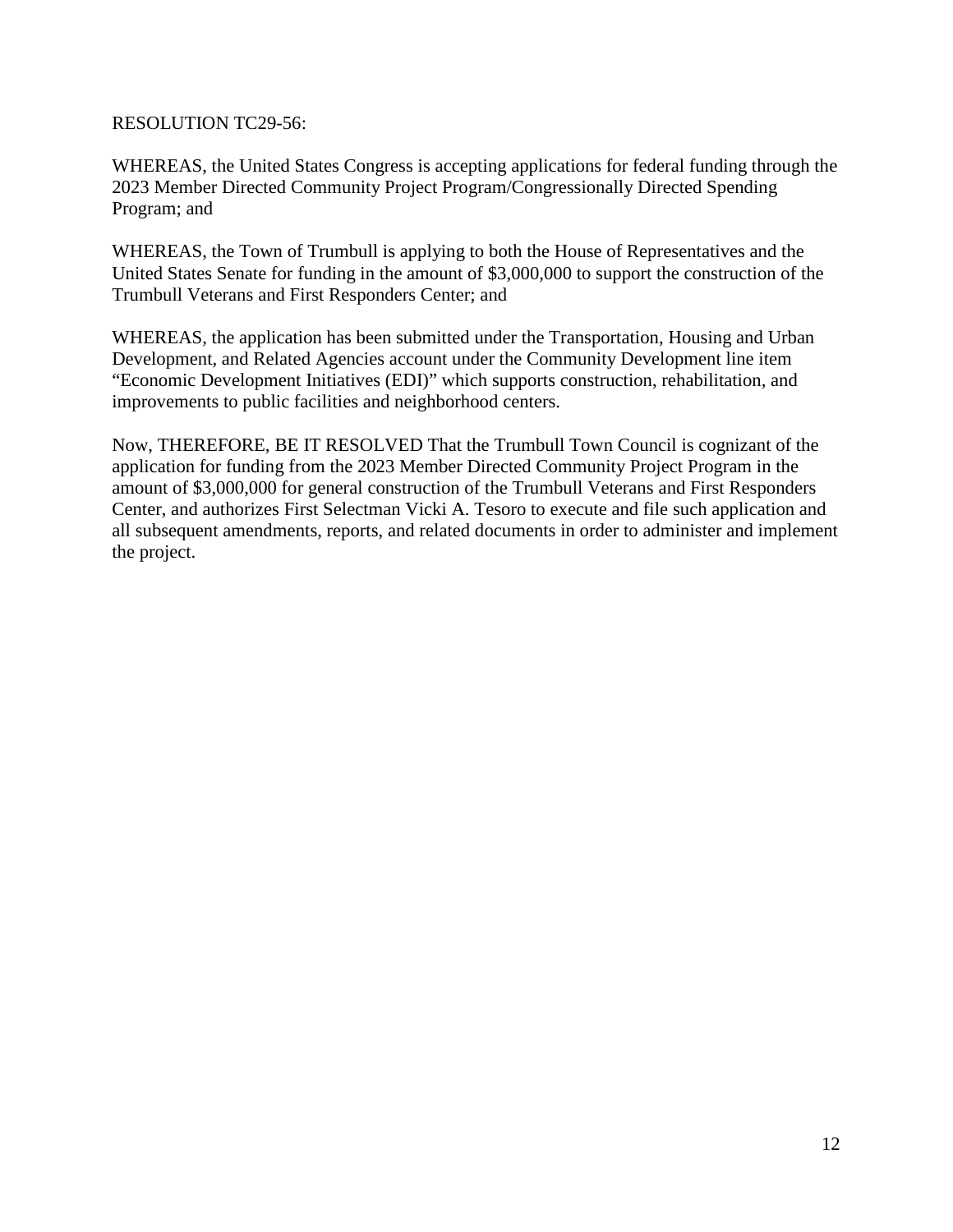RESOLUTION TC29-56:

WHEREAS, the United States Congress is accepting applications for federal funding through the 2023 Member Directed Community Project Program/Congressionally Directed Spending Program; and

WHEREAS, the Town of Trumbull is applying to both the House of Representatives and the United States Senate for funding in the amount of $3,000,000 to support the construction of the Trumbull Veterans and First Responders Center; and

WHEREAS, the application has been submitted under the Transportation, Housing and Urban Development, and Related Agencies account under the Community Development line item “Economic Development Initiatives (EDI)” which supports construction, rehabilitation, and improvements to public facilities and neighborhood centers.

Now, THEREFORE, BE IT RESOLVED That the Trumbull Town Council is cognizant of the application for funding from the 2023 Member Directed Community Project Program in the amount of $3,000,000 for general construction of the Trumbull Veterans and First Responders Center, and authorizes First Selectman Vicki A. Tesoro to execute and file such application and all subsequent amendments, reports, and related documents in order to administer and implement the project.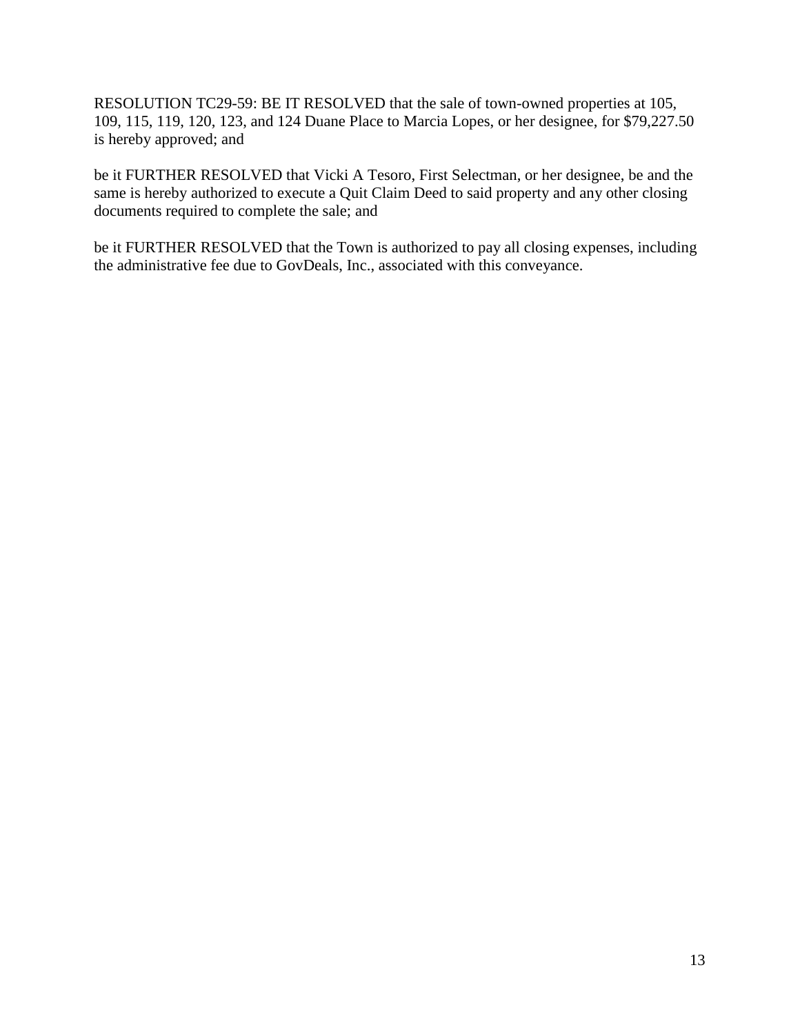RESOLUTION TC29-59: BE IT RESOLVED that the sale of town-owned properties at 105, 109, 115, 119, 120, 123, and 124 Duane Place to Marcia Lopes, or her designee, for $79,227.50 is hereby approved; and

be it FURTHER RESOLVED that Vicki A Tesoro, First Selectman, or her designee, be and the same is hereby authorized to execute a Quit Claim Deed to said property and any other closing documents required to complete the sale; and

be it FURTHER RESOLVED that the Town is authorized to pay all closing expenses, including the administrative fee due to GovDeals, Inc., associated with this conveyance.